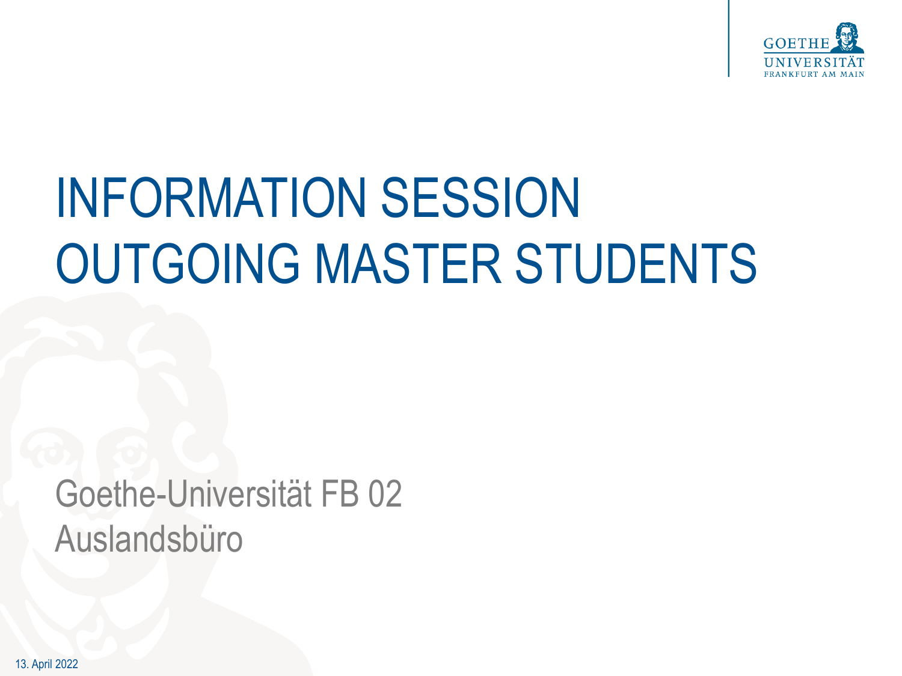# INFORMATION SESSION OUTGOING MASTER STUDENTS

Goethe-Universität FB 02
Auslandsbüro

13. April 2022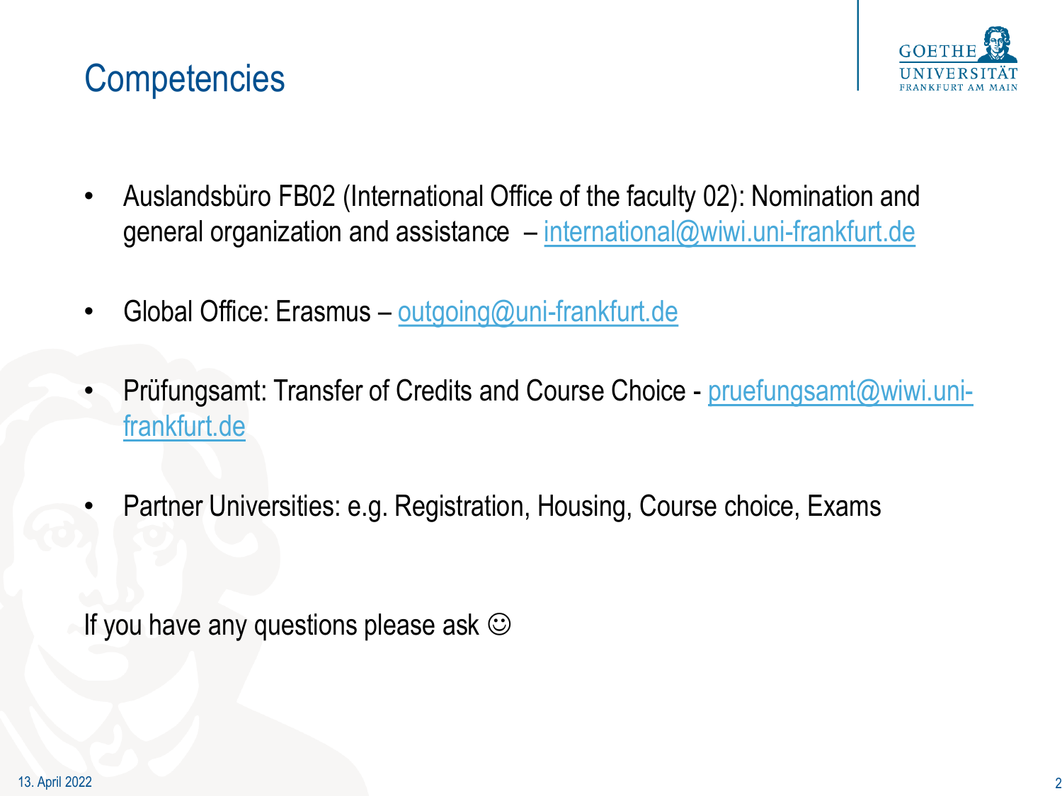# Competencies

- Auslandsbüro FB02 (International Office of the faculty 02): Nomination and general organization and assistance – international@wiwi.uni-frankfurt.de

- Global Office: Erasmus – outgoing@uni-frankfurt.de

- Prüfungsamt: Transfer of Credits and Course Choice - pruefungsamt@wiwi.uni-frankfurt.de

- Partner Universities: e.g. Registration, Housing, Course choice, Exams

If you have any questions please ask ☺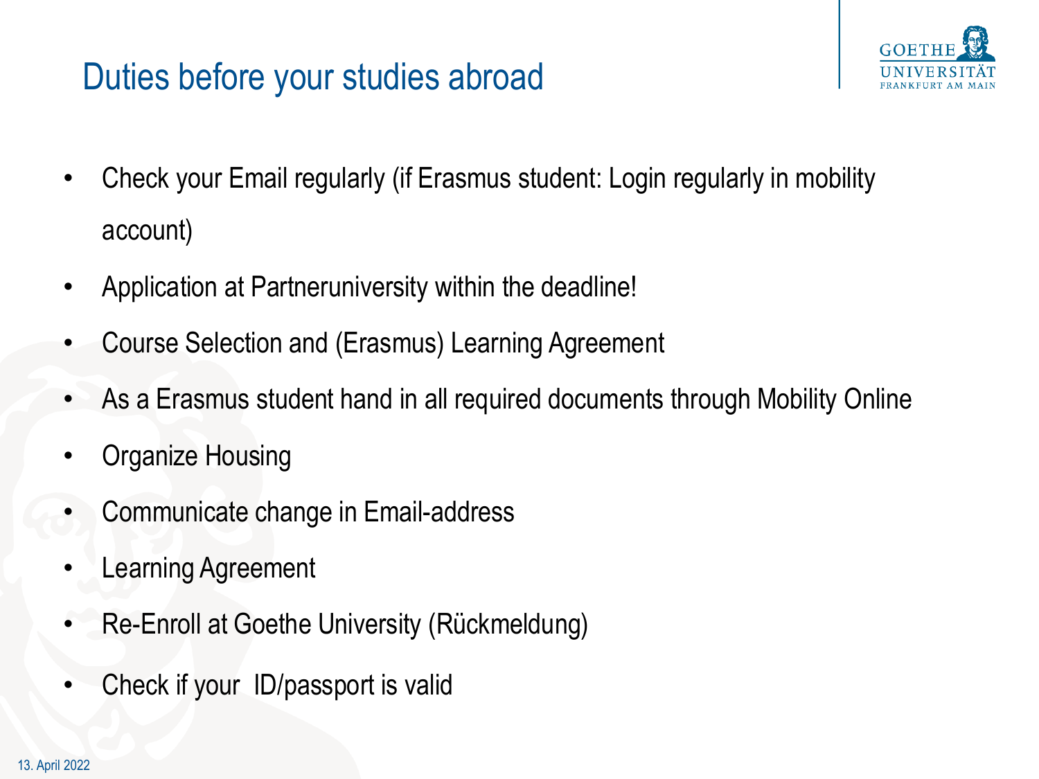# Duties before your studies abroad

- Check your Email regularly (if Erasmus student: Login regularly in mobility account)
- Application at Partneruniversity within the deadline!
- Course Selection and (Erasmus) Learning Agreement
- As a Erasmus student hand in all required documents through Mobility Online
- Organize Housing
- Communicate change in Email-address
- Learning Agreement
- Re-Enroll at Goethe University (Rückmeldung)
- Check if your  ID/passport is valid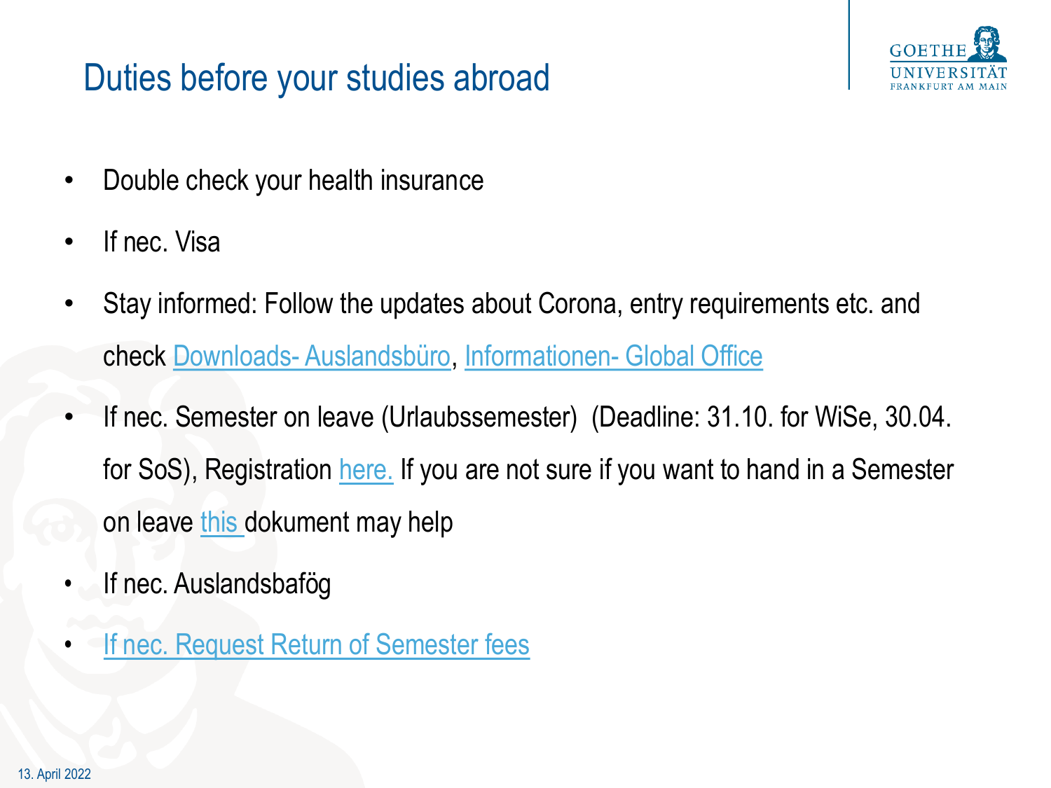# Duties before your studies abroad

- Double check your health insurance
- If nec. Visa
- Stay informed: Follow the updates about Corona, entry requirements etc. and check Downloads- Auslandsbüro, Informationen- Global Office
- If nec. Semester on leave (Urlaubssemester) (Deadline: 31.10. for WiSe, 30.04. for SoS), Registration here. If you are not sure if you want to hand in a Semester on leave this dokument may help
- If nec. Auslandsbafög
- If nec. Request Return of Semester fees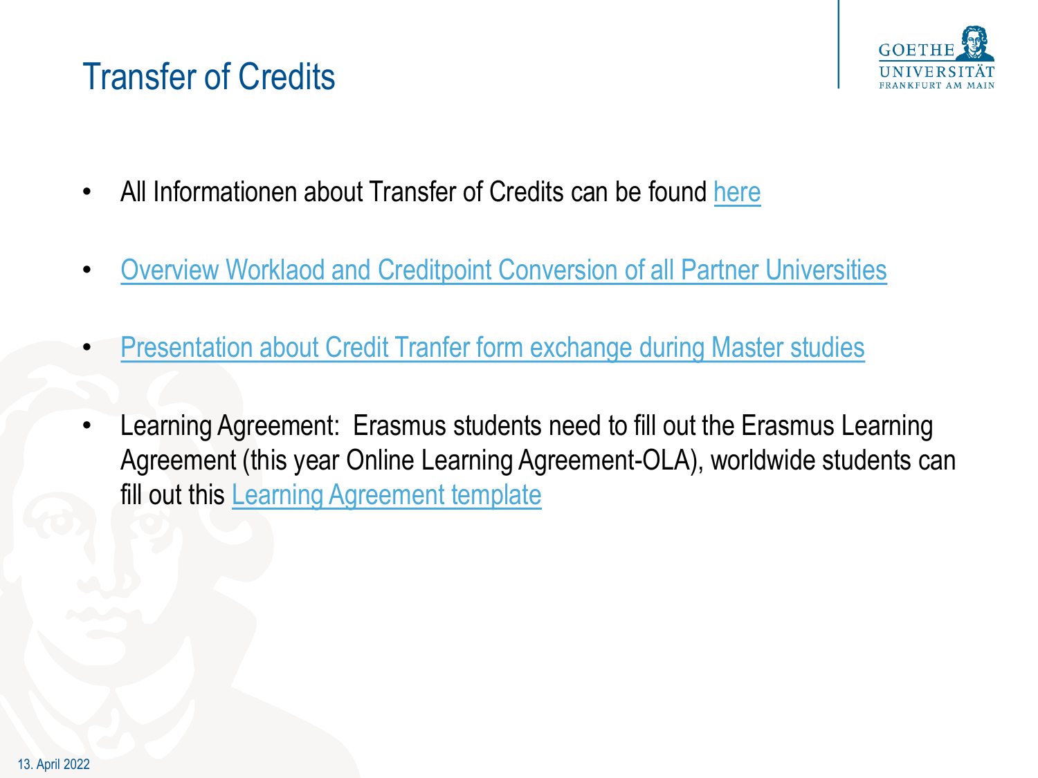# Transfer of Credits

- All Informationen about Transfer of Credits can be found here
- Overview Worklaod and Creditpoint Conversion of all Partner Universities
- Presentation about Credit Tranfer form exchange during Master studies
- Learning Agreement: Erasmus students need to fill out the Erasmus Learning Agreement (this year Online Learning Agreement-OLA), worldwide students can fill out this Learning Agreement template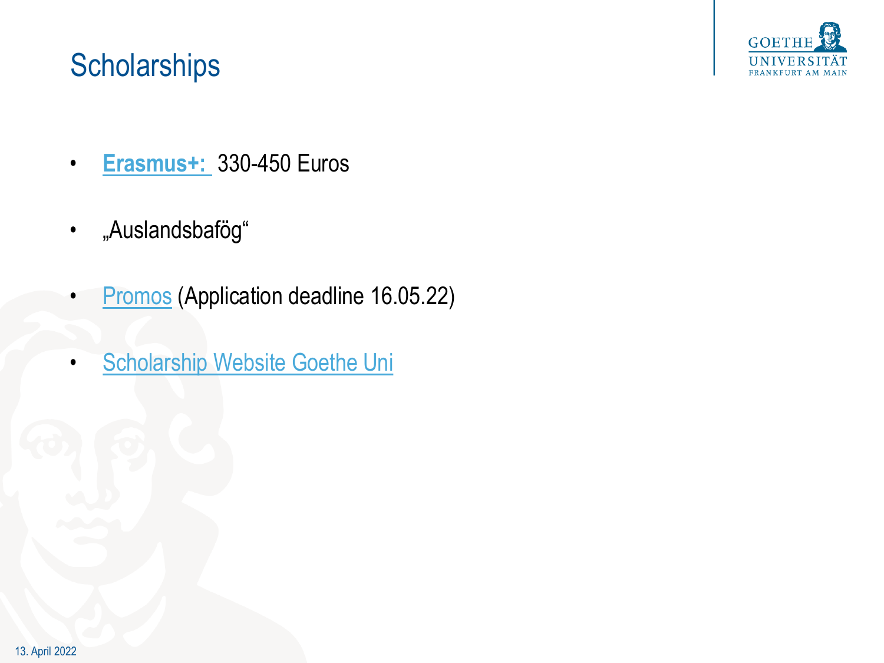# Scholarships

- **Erasmus+:** 330-450 Euros
- „Auslandsbafög“
- Promos (Application deadline 16.05.22)
- Scholarship Website Goethe Uni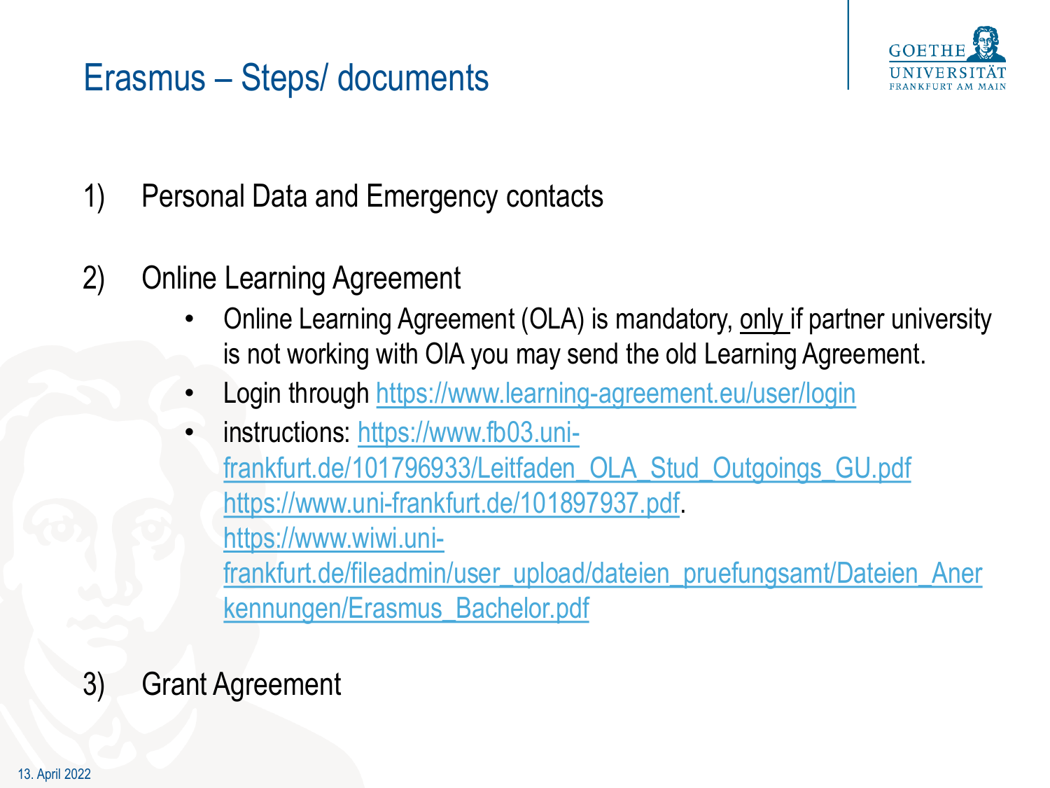# Erasmus – Steps/ documents

1) Personal Data and Emergency contacts

2) Online Learning Agreement
   - Online Learning Agreement (OLA) is mandatory, only if partner university is not working with OlA you may send the old Learning Agreement.
   - Login through https://www.learning-agreement.eu/user/login
   - instructions: https://www.fb03.uni-frankfurt.de/101796933/Leitfaden_OLA_Stud_Outgoings_GU.pdf https://www.uni-frankfurt.de/101897937.pdf. https://www.wiwi.uni-frankfurt.de/fileadmin/user_upload/dateien_pruefungsamt/Dateien_Anerkennungen/Erasmus_Bachelor.pdf

3) Grant Agreement

13. April 2022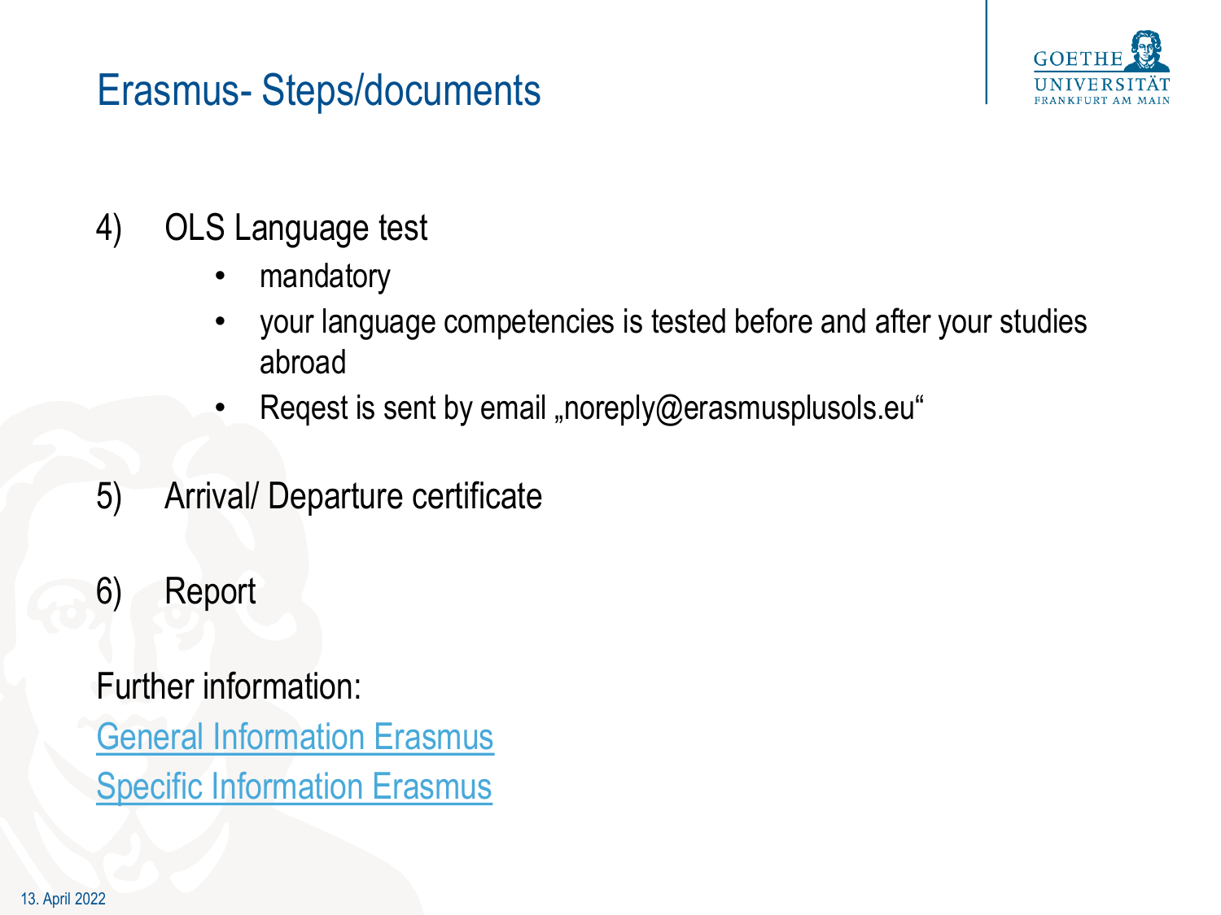# Erasmus- Steps/documents

4) OLS Language test
   - mandatory
   - your language competencies is tested before and after your studies abroad
   - Reqest is sent by email „noreply@erasmusplusols.eu“

5) Arrival/ Departure certificate

6) Report

Further information:

General Information Erasmus

Specific Information Erasmus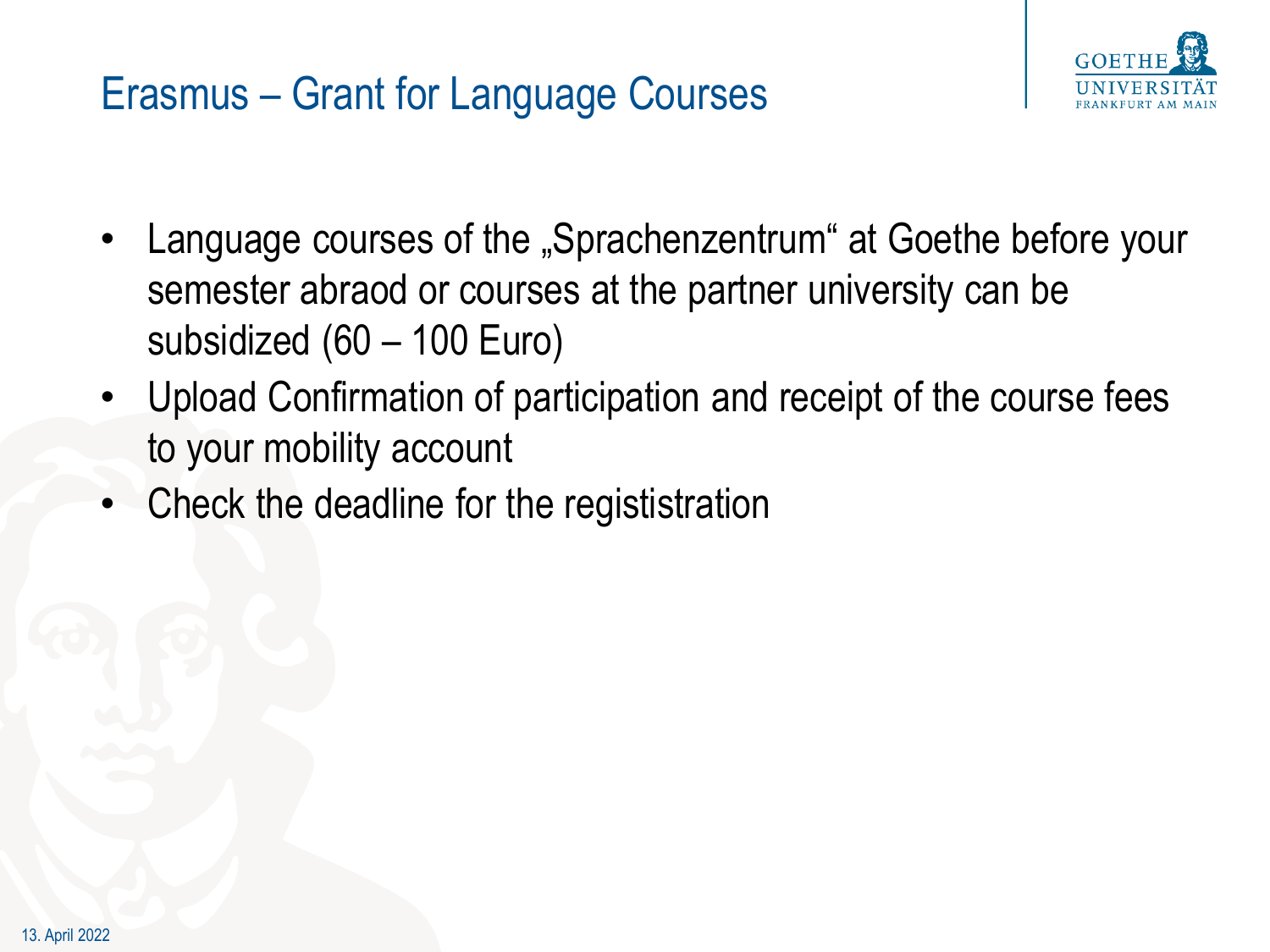# Erasmus – Grant for Language Courses

- Language courses of the „Sprachenzentrum" at Goethe before your semester abraod or courses at the partner university can be subsidized (60 – 100 Euro)
- Upload Confirmation of participation and receipt of the course fees to your mobility account
- Check the deadline for the regististration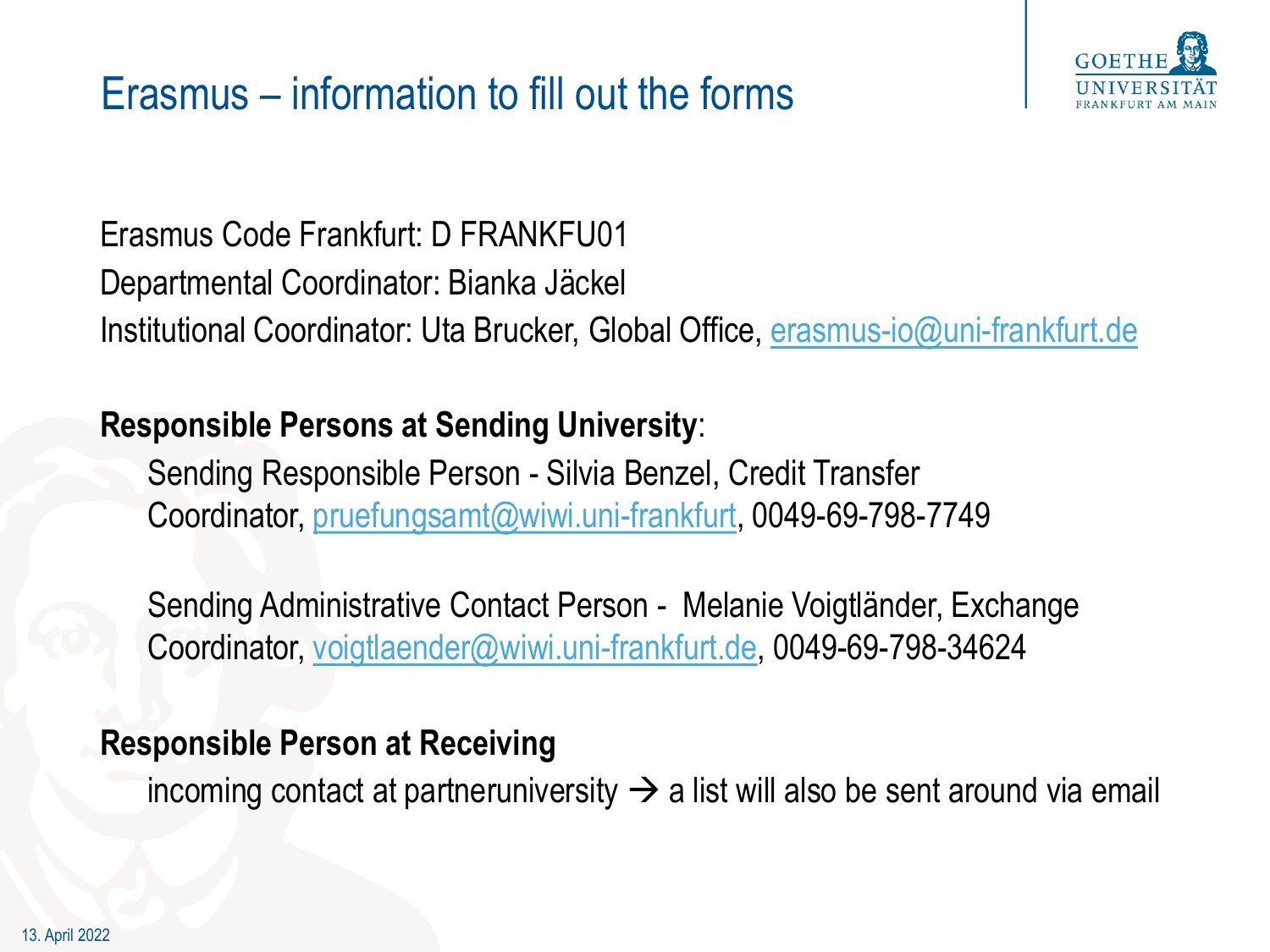# Erasmus – information to fill out the forms

Erasmus Code Frankfurt: D FRANKFU01

Departmental Coordinator: Bianka Jäckel

Institutional Coordinator: Uta Brucker, Global Office, erasmus-io@uni-frankfurt.de

**Responsible Persons at Sending University**:

Sending Responsible Person - Silvia Benzel, Credit Transfer Coordinator, pruefungsamt@wiwi.uni-frankfurt, 0049-69-798-7749

Sending Administrative Contact Person - Melanie Voigtländer, Exchange Coordinator, voigtlaender@wiwi.uni-frankfurt.de, 0049-69-798-34624

**Responsible Person at Receiving**

incoming contact at partneruniversity → a list will also be sent around via email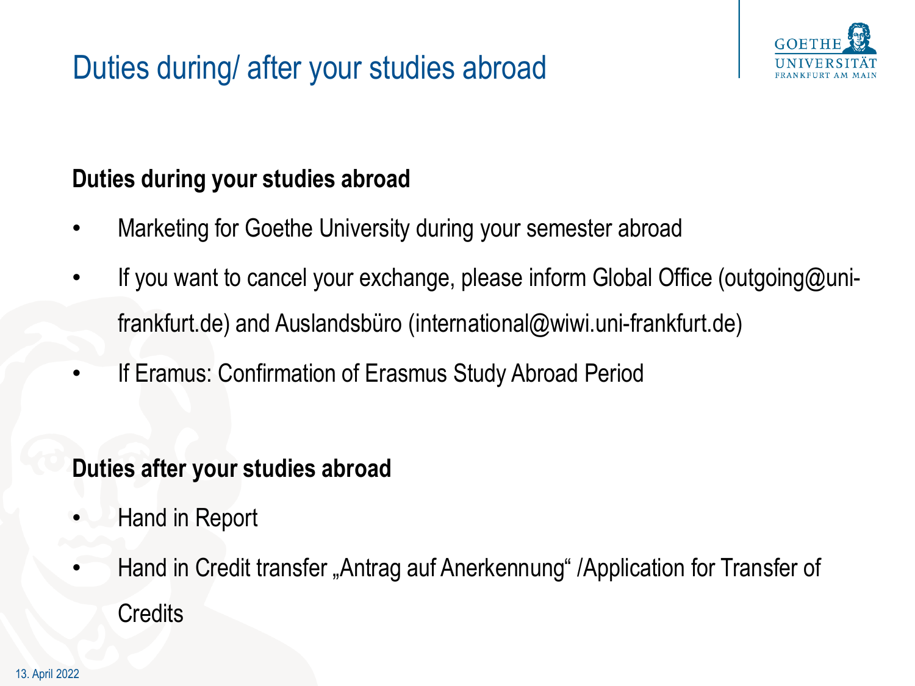# Duties during/ after your studies abroad

**Duties during your studies abroad**

- Marketing for Goethe University during your semester abroad
- If you want to cancel your exchange, please inform Global Office (outgoing@uni-frankfurt.de) and Auslandsbüro (international@wiwi.uni-frankfurt.de)
- If Eramus: Confirmation of Erasmus Study Abroad Period

**Duties after your studies abroad**

- Hand in Report
- Hand in Credit transfer „Antrag auf Anerkennung“ /Application for Transfer of Credits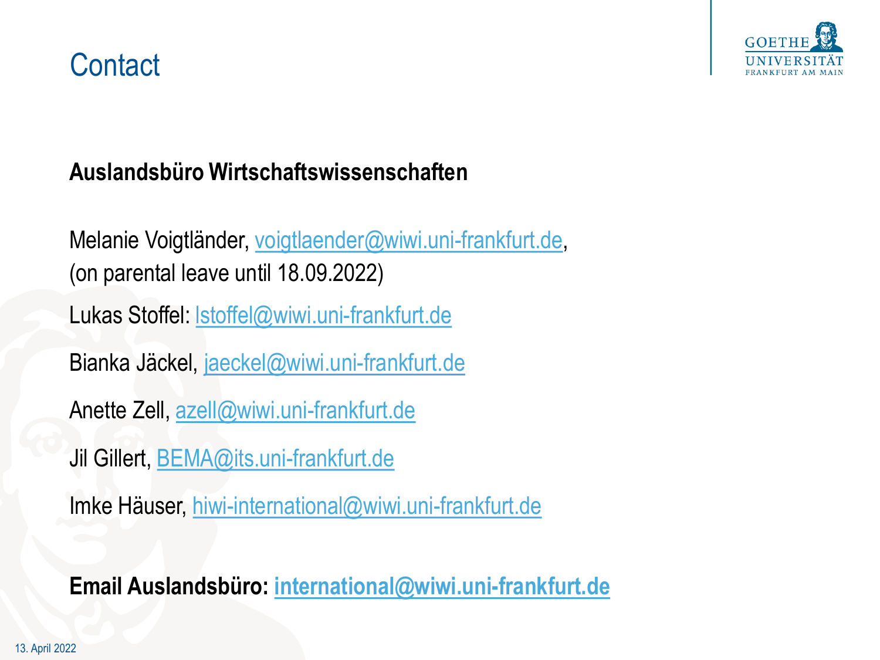# Contact

**Auslandsbüro Wirtschaftswissenschaften**

Melanie Voigtländer, voigtlaender@wiwi.uni-frankfurt.de,
(on parental leave until 18.09.2022)

Lukas Stoffel: lstoffel@wiwi.uni-frankfurt.de

Bianka Jäckel, jaeckel@wiwi.uni-frankfurt.de

Anette Zell, azell@wiwi.uni-frankfurt.de

Jil Gillert, BEMA@its.uni-frankfurt.de

Imke Häuser, hiwi-international@wiwi.uni-frankfurt.de

**Email Auslandsbüro: international@wiwi.uni-frankfurt.de**